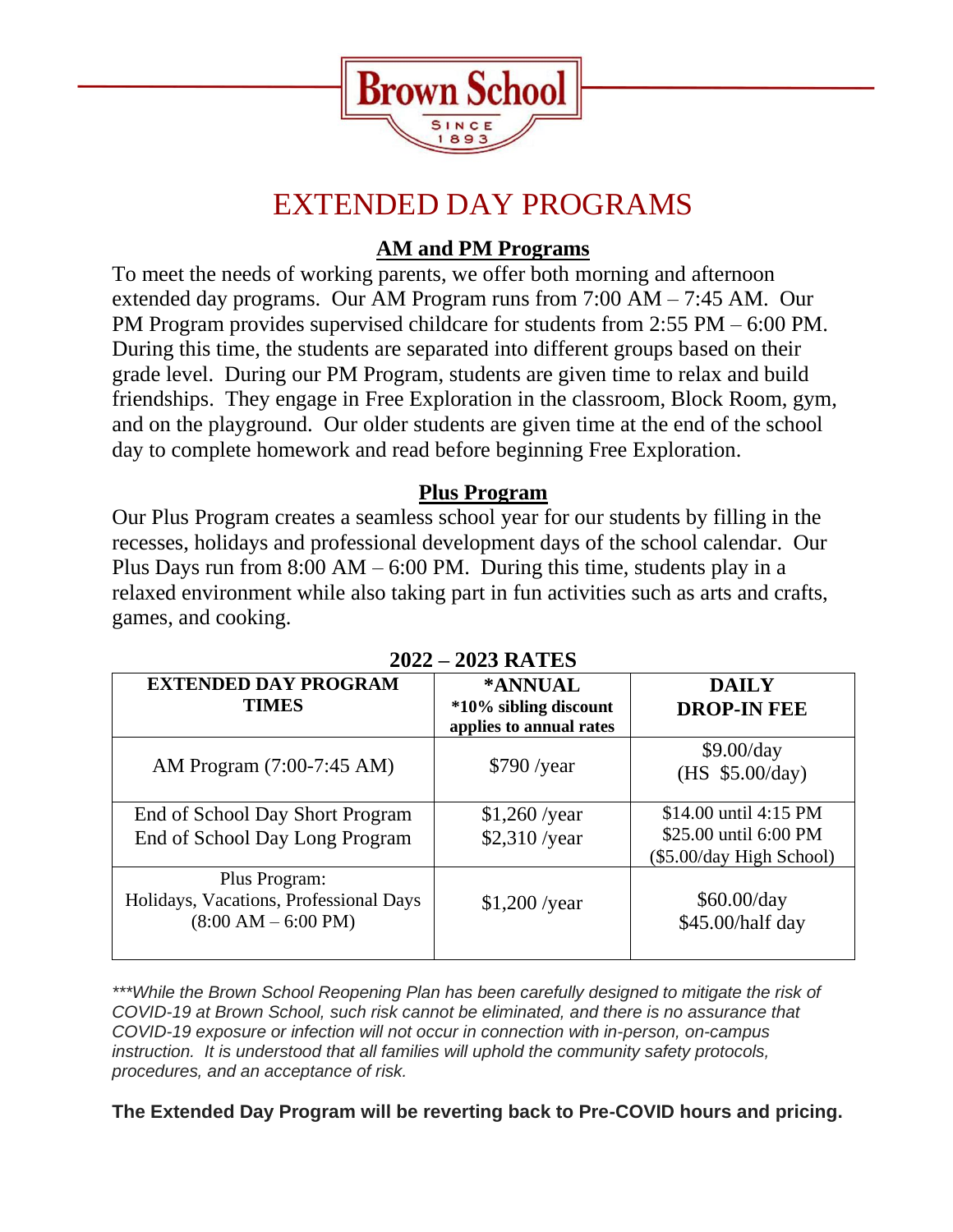Brown School

SINCE 1893

# EXTENDED DAY PROGRAMS

## AM and PM Programs

To meet the needs of working parents, we offer both morning and afternoon extended day programs. Our AM Program runs from 7:00 AM – 7:45 AM. Our PM Program provides supervised childcare for students from 2:55 PM – 6:00 PM. During this time, the students are separated into different groups based on their grade level. During our PM Program, students are given time to relax and build friendships. They engage in Free Exploration in the classroom, Block Room, gym, and on the playground. Our older students are given time at the end of the school day to complete homework and read before beginning Free Exploration.

## Plus Program

Our Plus Program creates a seamless school year for our students by filling in the recesses, holidays and professional development days of the school calendar. Our Plus Days run from 8:00 AM – 6:00 PM. During this time, students play in a relaxed environment while also taking part in fun activities such as arts and crafts, games, and cooking.

**2022 – 2023 RATES**

| EXTENDED DAY PROGRAM TIMES | *ANNUAL *10% sibling discount applies to annual rates | DAILY DROP-IN FEE |
|---|---|---|
| AM Program (7:00-7:45 AM) | $790 /year | $9.00/day (HS $5.00/day) |
| End of School Day Short Program<br>End of School Day Long Program | $1,260 /year<br>$2,310 /year | $14.00 until 4:15 PM<br>$25.00 until 6:00 PM<br>($5.00/day High School) |
| Plus Program: Holidays, Vacations, Professional Days (8:00 AM – 6:00 PM) | $1,200 /year | $60.00/day<br>$45.00/half day |

*\*\*\*While the Brown School Reopening Plan has been carefully designed to mitigate the risk of COVID-19 at Brown School, such risk cannot be eliminated, and there is no assurance that COVID-19 exposure or infection will not occur in connection with in-person, on-campus instruction. It is understood that all families will uphold the community safety protocols, procedures, and an acceptance of risk.*

**The Extended Day Program will be reverting back to Pre-COVID hours and pricing.**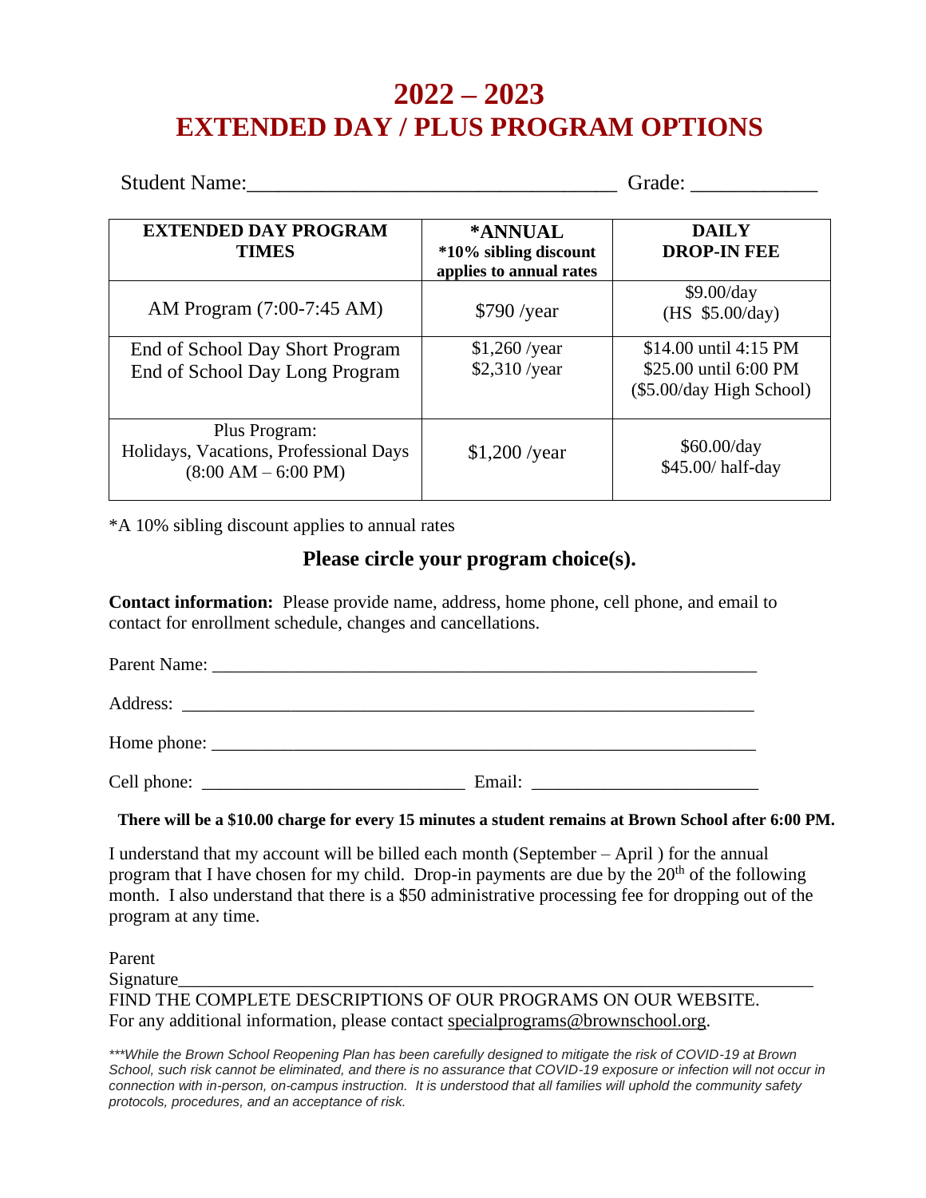# 2022 – 2023
# EXTENDED DAY / PLUS PROGRAM OPTIONS

Student Name:___________________________________ Grade: ____________

| EXTENDED DAY PROGRAM TIMES | *ANNUAL *10% sibling discount applies to annual rates | DAILY DROP-IN FEE |
|---|---|---|
| AM Program (7:00-7:45 AM) | $790 /year | $9.00/day (HS $5.00/day) |
| End of School Day Short Program<br>End of School Day Long Program | $1,260 /year<br>$2,310 /year | $14.00 until 4:15 PM<br>$25.00 until 6:00 PM<br>($5.00/day High School) |
| Plus Program: Holidays, Vacations, Professional Days (8:00 AM – 6:00 PM) | $1,200 /year | $60.00/day<br>$45.00/ half-day |

*A 10% sibling discount applies to annual rates

### Please circle your program choice(s).

**Contact information:** Please provide name, address, home phone, cell phone, and email to contact for enrollment schedule, changes and cancellations.

Parent Name: ______________________________________________________________

Address: _________________________________________________________________

Home phone: ______________________________________________________________

Cell phone: _____________________________ Email: _________________________

**There will be a $10.00 charge for every 15 minutes a student remains at Brown School after 6:00 PM.**

I understand that my account will be billed each month (September – April ) for the annual program that I have chosen for my child. Drop-in payments are due by the 20th of the following month. I also understand that there is a $50 administrative processing fee for dropping out of the program at any time.

Parent Signature_____________________________________________________________________

FIND THE COMPLETE DESCRIPTIONS OF OUR PROGRAMS ON OUR WEBSITE.
For any additional information, please contact specialprograms@brownschool.org.

*\*\*\*While the Brown School Reopening Plan has been carefully designed to mitigate the risk of COVID-19 at Brown School, such risk cannot be eliminated, and there is no assurance that COVID-19 exposure or infection will not occur in connection with in-person, on-campus instruction. It is understood that all families will uphold the community safety protocols, procedures, and an acceptance of risk.*